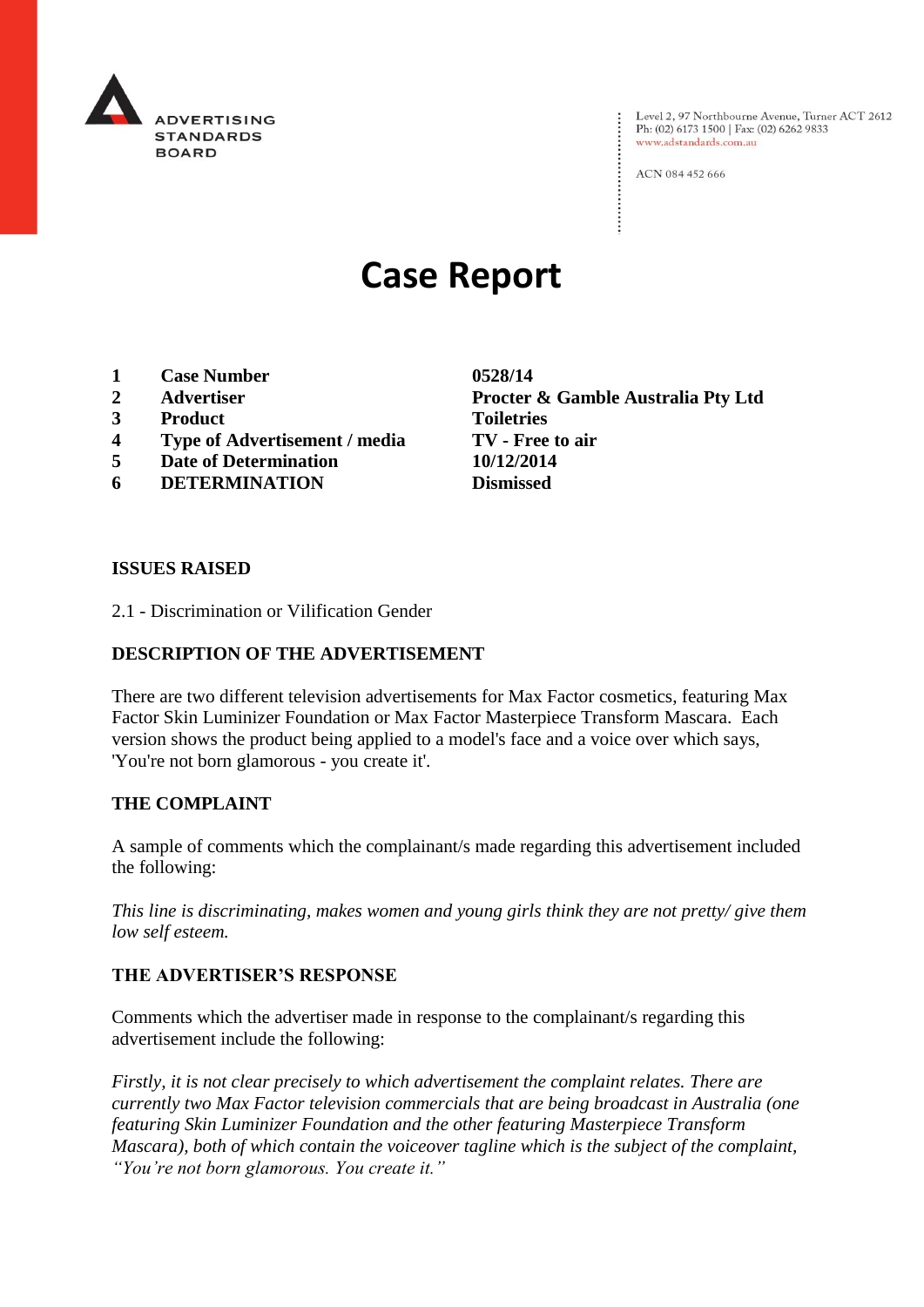ADVERTISING STANDARDS BOARD

Level 2, 97 Northbourne Avenue, Turner ACT 2612
Ph: (02) 6173 1500 | Fax: (02) 6262 9833
www.adstandards.com.au

ACN 084 452 666

# Case Report

| | | |
|---|---|---|
| **1** | **Case Number** | **0528/14** |
| **2** | **Advertiser** | **Procter & Gamble Australia Pty Ltd** |
| **3** | **Product** | **Toiletries** |
| **4** | **Type of Advertisement / media** | **TV - Free to air** |
| **5** | **Date of Determination** | **10/12/2014** |
| **6** | **DETERMINATION** | **Dismissed** |

### ISSUES RAISED

2.1 - Discrimination or Vilification Gender

### DESCRIPTION OF THE ADVERTISEMENT

There are two different television advertisements for Max Factor cosmetics, featuring Max Factor Skin Luminizer Foundation or Max Factor Masterpiece Transform Mascara. Each version shows the product being applied to a model's face and a voice over which says, 'You're not born glamorous - you create it'.

### THE COMPLAINT

A sample of comments which the complainant/s made regarding this advertisement included the following:

*This line is discriminating, makes women and young girls think they are not pretty/ give them low self esteem.*

### THE ADVERTISER'S RESPONSE

Comments which the advertiser made in response to the complainant/s regarding this advertisement include the following:

*Firstly, it is not clear precisely to which advertisement the complaint relates. There are currently two Max Factor television commercials that are being broadcast in Australia (one featuring Skin Luminizer Foundation and the other featuring Masterpiece Transform Mascara), both of which contain the voiceover tagline which is the subject of the complaint, "You're not born glamorous. You create it."*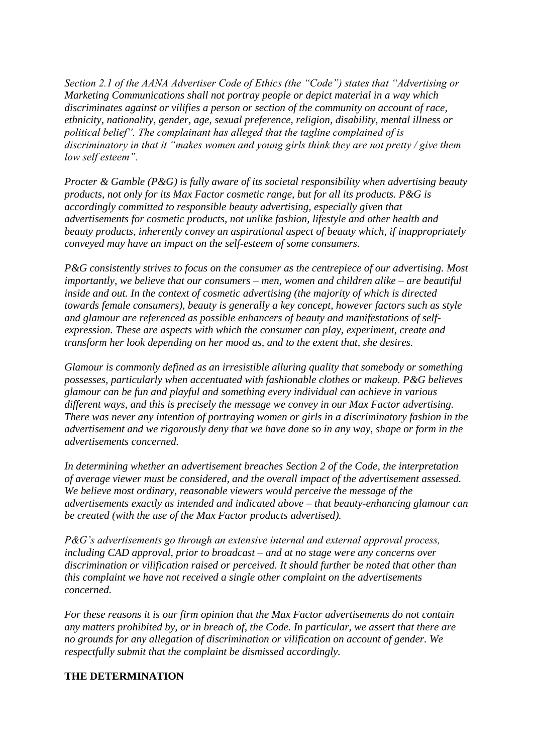*Section 2.1 of the AANA Advertiser Code of Ethics (the "Code") states that "Advertising or Marketing Communications shall not portray people or depict material in a way which discriminates against or vilifies a person or section of the community on account of race, ethnicity, nationality, gender, age, sexual preference, religion, disability, mental illness or political belief". The complainant has alleged that the tagline complained of is discriminatory in that it "makes women and young girls think they are not pretty / give them low self esteem".*

*Procter & Gamble (P&G) is fully aware of its societal responsibility when advertising beauty products, not only for its Max Factor cosmetic range, but for all its products. P&G is accordingly committed to responsible beauty advertising, especially given that advertisements for cosmetic products, not unlike fashion, lifestyle and other health and beauty products, inherently convey an aspirational aspect of beauty which, if inappropriately conveyed may have an impact on the self-esteem of some consumers.*

*P&G consistently strives to focus on the consumer as the centrepiece of our advertising. Most importantly, we believe that our consumers – men, women and children alike – are beautiful inside and out. In the context of cosmetic advertising (the majority of which is directed towards female consumers), beauty is generally a key concept, however factors such as style and glamour are referenced as possible enhancers of beauty and manifestations of self-expression. These are aspects with which the consumer can play, experiment, create and transform her look depending on her mood as, and to the extent that, she desires.*

*Glamour is commonly defined as an irresistible alluring quality that somebody or something possesses, particularly when accentuated with fashionable clothes or makeup. P&G believes glamour can be fun and playful and something every individual can achieve in various different ways, and this is precisely the message we convey in our Max Factor advertising. There was never any intention of portraying women or girls in a discriminatory fashion in the advertisement and we rigorously deny that we have done so in any way, shape or form in the advertisements concerned.*

*In determining whether an advertisement breaches Section 2 of the Code, the interpretation of average viewer must be considered, and the overall impact of the advertisement assessed. We believe most ordinary, reasonable viewers would perceive the message of the advertisements exactly as intended and indicated above – that beauty-enhancing glamour can be created (with the use of the Max Factor products advertised).*

*P&G's advertisements go through an extensive internal and external approval process, including CAD approval, prior to broadcast – and at no stage were any concerns over discrimination or vilification raised or perceived. It should further be noted that other than this complaint we have not received a single other complaint on the advertisements concerned.*

*For these reasons it is our firm opinion that the Max Factor advertisements do not contain any matters prohibited by, or in breach of, the Code. In particular, we assert that there are no grounds for any allegation of discrimination or vilification on account of gender. We respectfully submit that the complaint be dismissed accordingly.*

**THE DETERMINATION**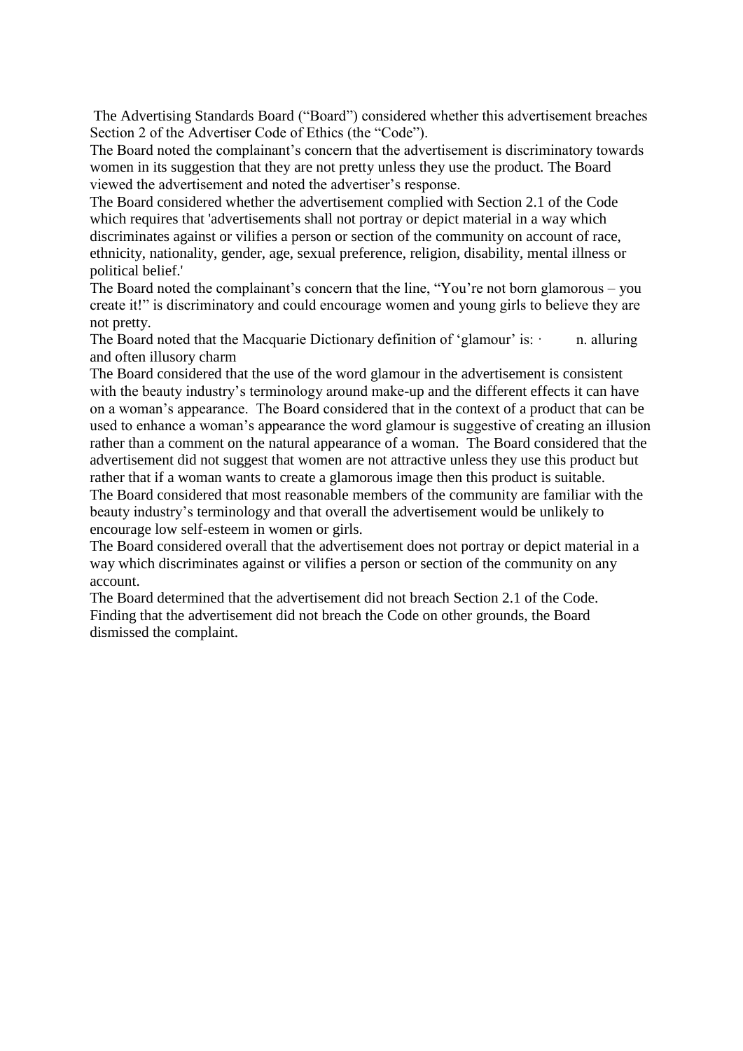The Advertising Standards Board ("Board") considered whether this advertisement breaches Section 2 of the Advertiser Code of Ethics (the "Code").

The Board noted the complainant's concern that the advertisement is discriminatory towards women in its suggestion that they are not pretty unless they use the product. The Board viewed the advertisement and noted the advertiser's response.

The Board considered whether the advertisement complied with Section 2.1 of the Code which requires that 'advertisements shall not portray or depict material in a way which discriminates against or vilifies a person or section of the community on account of race, ethnicity, nationality, gender, age, sexual preference, religion, disability, mental illness or political belief.'

The Board noted the complainant's concern that the line, "You're not born glamorous – you create it!" is discriminatory and could encourage women and young girls to believe they are not pretty.

The Board noted that the Macquarie Dictionary definition of 'glamour' is: · n. alluring and often illusory charm

The Board considered that the use of the word glamour in the advertisement is consistent with the beauty industry's terminology around make-up and the different effects it can have on a woman's appearance. The Board considered that in the context of a product that can be used to enhance a woman's appearance the word glamour is suggestive of creating an illusion rather than a comment on the natural appearance of a woman. The Board considered that the advertisement did not suggest that women are not attractive unless they use this product but rather that if a woman wants to create a glamorous image then this product is suitable.

The Board considered that most reasonable members of the community are familiar with the beauty industry's terminology and that overall the advertisement would be unlikely to encourage low self-esteem in women or girls.

The Board considered overall that the advertisement does not portray or depict material in a way which discriminates against or vilifies a person or section of the community on any account.

The Board determined that the advertisement did not breach Section 2.1 of the Code.

Finding that the advertisement did not breach the Code on other grounds, the Board dismissed the complaint.